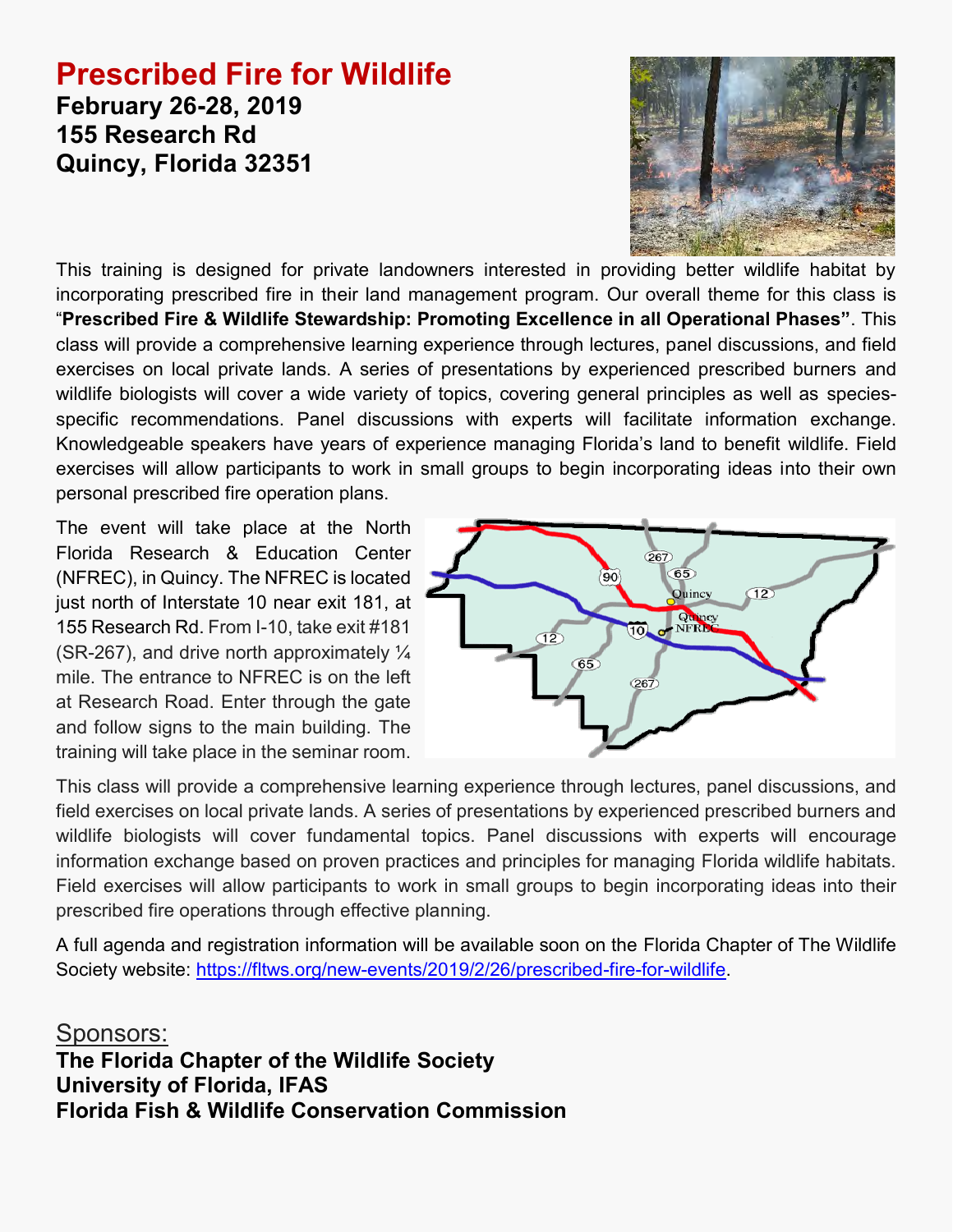# Prescribed Fire for Wildlife

**February 26-28, 2019**
**155 Research Rd**
**Quincy, Florida 32351**

This training is designed for private landowners interested in providing better wildlife habitat by incorporating prescribed fire in their land management program. Our overall theme for this class is "**Prescribed Fire & Wildlife Stewardship: Promoting Excellence in all Operational Phases"**. This class will provide a comprehensive learning experience through lectures, panel discussions, and field exercises on local private lands. A series of presentations by experienced prescribed burners and wildlife biologists will cover a wide variety of topics, covering general principles as well as species-specific recommendations. Panel discussions with experts will facilitate information exchange. Knowledgeable speakers have years of experience managing Florida's land to benefit wildlife. Field exercises will allow participants to work in small groups to begin incorporating ideas into their own personal prescribed fire operation plans.

The event will take place at the North Florida Research & Education Center (NFREC), in Quincy. The NFREC is located just north of Interstate 10 near exit 181, at 155 Research Rd. From I-10, take exit #181 (SR-267), and drive north approximately ¼ mile. The entrance to NFREC is on the left at Research Road. Enter through the gate and follow signs to the main building. The training will take place in the seminar room.

This class will provide a comprehensive learning experience through lectures, panel discussions, and field exercises on local private lands. A series of presentations by experienced prescribed burners and wildlife biologists will cover fundamental topics. Panel discussions with experts will encourage information exchange based on proven practices and principles for managing Florida wildlife habitats. Field exercises will allow participants to work in small groups to begin incorporating ideas into their prescribed fire operations through effective planning.

A full agenda and registration information will be available soon on the Florida Chapter of The Wildlife Society website: https://fltws.org/new-events/2019/2/26/prescribed-fire-for-wildlife.

Sponsors:

**The Florida Chapter of the Wildlife Society**
**University of Florida, IFAS**
**Florida Fish & Wildlife Conservation Commission**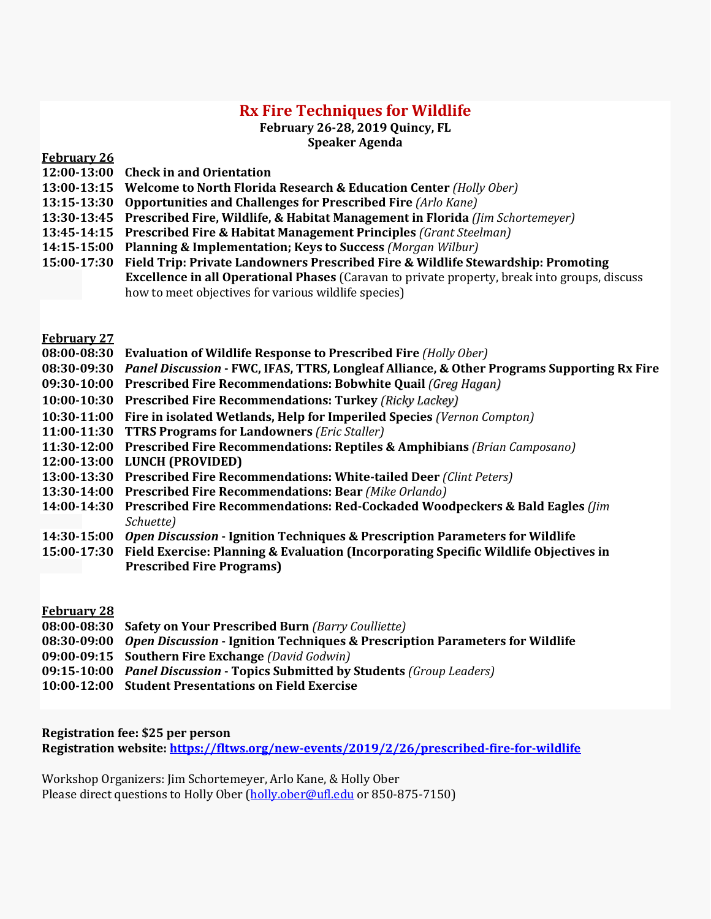# Rx Fire Techniques for Wildlife

**February 26-28, 2019 Quincy, FL**
**Speaker Agenda**

**<u>February 26</u>**

**12:00-13:00** **Check in and Orientation**
**13:00-13:15** **Welcome to North Florida Research & Education Center** *(Holly Ober)*
**13:15-13:30** **Opportunities and Challenges for Prescribed Fire** *(Arlo Kane)*
**13:30-13:45** **Prescribed Fire, Wildlife, & Habitat Management in Florida** *(Jim Schortemeyer)*
**13:45-14:15** **Prescribed Fire & Habitat Management Principles** *(Grant Steelman)*
**14:15-15:00** **Planning & Implementation; Keys to Success** *(Morgan Wilbur)*
**15:00-17:30** **Field Trip: Private Landowners Prescribed Fire & Wildlife Stewardship: Promoting Excellence in all Operational Phases** (Caravan to private property, break into groups, discuss how to meet objectives for various wildlife species)

**<u>February 27</u>**

**08:00-08:30** **Evaluation of Wildlife Response to Prescribed Fire** *(Holly Ober)*
**08:30-09:30** ***Panel Discussion*** **- FWC, IFAS, TTRS, Longleaf Alliance, & Other Programs Supporting Rx Fire**
**09:30-10:00** **Prescribed Fire Recommendations: Bobwhite Quail** *(Greg Hagan)*
**10:00-10:30** **Prescribed Fire Recommendations: Turkey** *(Ricky Lackey)*
**10:30-11:00** **Fire in isolated Wetlands, Help for Imperiled Species** *(Vernon Compton)*
**11:00-11:30** **TTRS Programs for Landowners** *(Eric Staller)*
**11:30-12:00** **Prescribed Fire Recommendations: Reptiles & Amphibians** *(Brian Camposano)*
**12:00-13:00** **LUNCH (PROVIDED)**
**13:00-13:30** **Prescribed Fire Recommendations: White-tailed Deer** *(Clint Peters)*
**13:30-14:00** **Prescribed Fire Recommendations: Bear** *(Mike Orlando)*
**14:00-14:30** **Prescribed Fire Recommendations: Red-Cockaded Woodpeckers & Bald Eagles** *(Jim Schuette)*
**14:30-15:00** ***Open Discussion*** **- Ignition Techniques & Prescription Parameters for Wildlife**
**15:00-17:30** **Field Exercise: Planning & Evaluation (Incorporating Specific Wildlife Objectives in Prescribed Fire Programs)**

**<u>February 28</u>**

**08:00-08:30** **Safety on Your Prescribed Burn** *(Barry Coulliette)*
**08:30-09:00** ***Open Discussion*** **- Ignition Techniques & Prescription Parameters for Wildlife**
**09:00-09:15** **Southern Fire Exchange** *(David Godwin)*
**09:15-10:00** ***Panel Discussion*** **- Topics Submitted by Students** *(Group Leaders)*
**10:00-12:00** **Student Presentations on Field Exercise**

**Registration fee: $25 per person**
**Registration website: [https://fltws.org/new-events/2019/2/26/prescribed-fire-for-wildlife](https://fltws.org/new-events/2019/2/26/prescribed-fire-for-wildlife)**

Workshop Organizers: Jim Schortemeyer, Arlo Kane, & Holly Ober
Please direct questions to Holly Ober (holly.ober@ufl.edu or 850-875-7150)